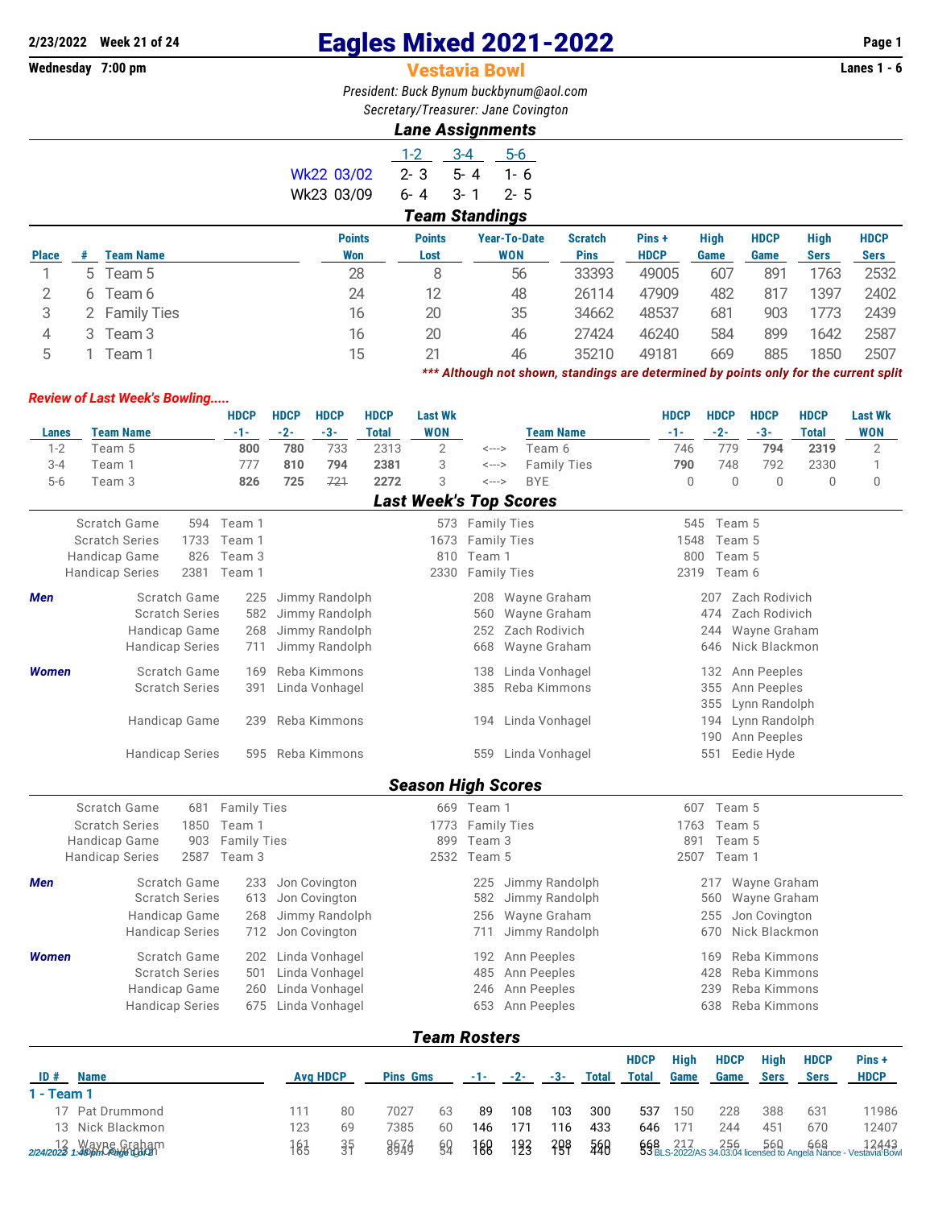2/23/2022 Week 21 of 24

Wednesday 7:00 pm

# Eagles Mixed 2021-2022

## Vestavia Bowl

Lanes 1 - 6

*President: Buck Bynum buckbynum@aol.com*

*Secretary/Treasurer: Jane Covington*

### Lane Assignments

| | 1-2 | 3-4 | 5-6 |
|---|---|---|---|
| Wk22 03/02 | 2- 3 | 5- 4 | 1- 6 |
| Wk23 03/09 | 6- 4 | 3- 1 | 2- 5 |

### Team Standings

| Place | # | Team Name | Points Won | Points Lost | Year-To-Date WON | Scratch Pins | Pins + HDCP | High Game | HDCP Game | High Sers | HDCP Sers |
|---|---|---|---|---|---|---|---|---|---|---|---|
| 1 | 5 | Team 5 | 28 | 8 | 56 | 33393 | 49005 | 607 | 891 | 1763 | 2532 |
| 2 | 6 | Team 6 | 24 | 12 | 48 | 26114 | 47909 | 482 | 817 | 1397 | 2402 |
| 3 | 2 | Family Ties | 16 | 20 | 35 | 34662 | 48537 | 681 | 903 | 1773 | 2439 |
| 4 | 3 | Team 3 | 16 | 20 | 46 | 27424 | 46240 | 584 | 899 | 1642 | 2587 |
| 5 | 1 | Team 1 | 15 | 21 | 46 | 35210 | 49181 | 669 | 885 | 1850 | 2507 |

*** Although not shown, standings are determined by points only for the current split

### Review of Last Week's Bowling.....

| Lanes | Team Name | HDCP -1- | HDCP -2- | HDCP -3- | HDCP Total | Last Wk WON | | Team Name | HDCP -1- | HDCP -2- | HDCP -3- | HDCP Total | Last Wk WON |
|---|---|---|---|---|---|---|---|---|---|---|---|---|---|
| 1-2 | Team 5 | **800** | **780** | 733 | 2313 | 2 | <---> | Team 6 | 746 | 779 | **794** | **2319** | 2 |
| 3-4 | Team 1 | 777 | **810** | **794** | **2381** | 3 | <---> | Family Ties | **790** | 748 | 792 | 2330 | 1 |
| 5-6 | Team 3 | **826** | **725** | ~~721~~ | **2272** | 3 | <---> | BYE | 0 | 0 | 0 | 0 | 0 |

### Last Week's Top Scores

| | | | | | | |
|---|---|---|---|---|---|---|
| Scratch Game | 594 | Team 1 | 573 | Family Ties | 545 | Team 5 |
| Scratch Series | 1733 | Team 1 | 1673 | Family Ties | 1548 | Team 5 |
| Handicap Game | 826 | Team 3 | 810 | Team 1 | 800 | Team 5 |
| Handicap Series | 2381 | Team 1 | 2330 | Family Ties | 2319 | Team 6 |

**Men**

| | | | | | | |
|---|---|---|---|---|---|---|
| Scratch Game | 225 | Jimmy Randolph | 208 | Wayne Graham | 207 | Zach Rodivich |
| Scratch Series | 582 | Jimmy Randolph | 560 | Wayne Graham | 474 | Zach Rodivich |
| Handicap Game | 268 | Jimmy Randolph | 252 | Zach Rodivich | 244 | Wayne Graham |
| Handicap Series | 711 | Jimmy Randolph | 668 | Wayne Graham | 646 | Nick Blackmon |

**Women**

| | | | | | | |
|---|---|---|---|---|---|---|
| Scratch Game | 169 | Reba Kimmons | 138 | Linda Vonhagel | 132 | Ann Peeples |
| Scratch Series | 391 | Linda Vonhagel | 385 | Reba Kimmons | 355 | Ann Peeples |
| | | | | | 355 | Lynn Randolph |
| Handicap Game | 239 | Reba Kimmons | 194 | Linda Vonhagel | 194 | Lynn Randolph |
| | | | | | 190 | Ann Peeples |
| Handicap Series | 595 | Reba Kimmons | 559 | Linda Vonhagel | 551 | Eedie Hyde |

### Season High Scores

| | | | | | | |
|---|---|---|---|---|---|---|
| Scratch Game | 681 | Family Ties | 669 | Team 1 | 607 | Team 5 |
| Scratch Series | 1850 | Team 1 | 1773 | Family Ties | 1763 | Team 5 |
| Handicap Game | 903 | Family Ties | 899 | Team 3 | 891 | Team 5 |
| Handicap Series | 2587 | Team 3 | 2532 | Team 5 | 2507 | Team 1 |

**Men**

| | | | | | | |
|---|---|---|---|---|---|---|
| Scratch Game | 233 | Jon Covington | 225 | Jimmy Randolph | 217 | Wayne Graham |
| Scratch Series | 613 | Jon Covington | 582 | Jimmy Randolph | 560 | Wayne Graham |
| Handicap Game | 268 | Jimmy Randolph | 256 | Wayne Graham | 255 | Jon Covington |
| Handicap Series | 712 | Jon Covington | 711 | Jimmy Randolph | 670 | Nick Blackmon |

**Women**

| | | | | | | |
|---|---|---|---|---|---|---|
| Scratch Game | 202 | Linda Vonhagel | 192 | Ann Peeples | 169 | Reba Kimmons |
| Scratch Series | 501 | Linda Vonhagel | 485 | Ann Peeples | 428 | Reba Kimmons |
| Handicap Game | 260 | Linda Vonhagel | 246 | Ann Peeples | 239 | Reba Kimmons |
| Handicap Series | 675 | Linda Vonhagel | 653 | Ann Peeples | 638 | Reba Kimmons |

### Team Rosters

| ID # | Name | Avg | HDCP | Pins | Gms | -1- | -2- | -3- | Total | HDCP Total | High Game | HDCP Game | High Sers | HDCP Sers | Pins + HDCP |
|---|---|---|---|---|---|---|---|---|---|---|---|---|---|---|---|
| **1 - Team 1** | | | | | | | | | | | | | | | |
| 17 | Pat Drummond | 111 | 80 | 7027 | 63 | 89 | 108 | 103 | 300 | 537 | 150 | 228 | 388 | 631 | 11986 |
| 13 | Nick Blackmon | 123 | 69 | 7385 | 60 | 146 | 171 | 116 | 433 | 646 | 171 | 244 | 451 | 670 | 12407 |
| 12 | Wayne Graham | 161 | 35 | 9674 | 60 | 160 | 192 | 208 | 560 | 668 | 217 | 256 | 560 | 668 | 12443 |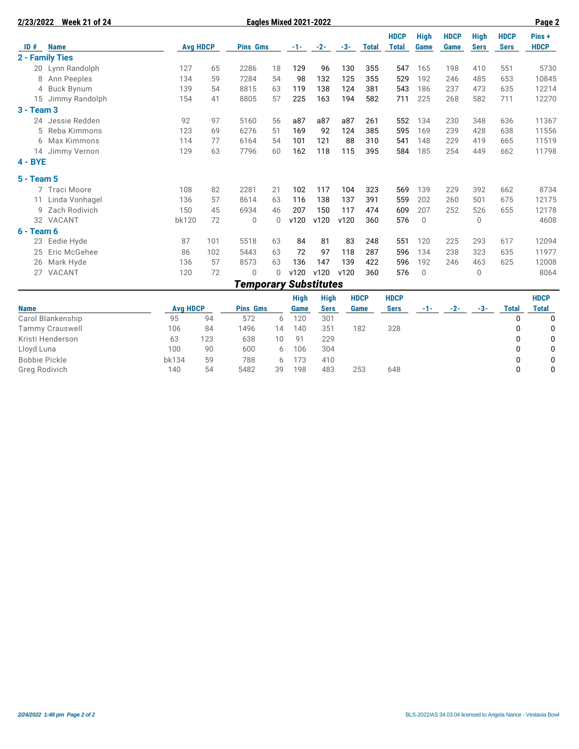**2/23/2022 Week 21 of 24** | **Eagles Mixed 2021-2022**

| ID # | Name | Avg | HDCP | Pins | Gms | -1- | -2- | -3- | Total | HDCP Total | High Game | HDCP Game | High Sers | HDCP Sers | Pins + HDCP |
|---|---|---|---|---|---|---|---|---|---|---|---|---|---|---|---|
| **2 - Family Ties** | | | | | | | | | | | | | | | |
| 20 | Lynn Randolph | 127 | 65 | 2286 | 18 | 129 | 96 | 130 | 355 | 547 | 165 | 198 | 410 | 551 | 5730 |
| 8 | Ann Peeples | 134 | 59 | 7284 | 54 | 98 | 132 | 125 | 355 | 529 | 192 | 246 | 485 | 653 | 10845 |
| 4 | Buck Bynum | 139 | 54 | 8815 | 63 | 119 | 138 | 124 | 381 | 543 | 186 | 237 | 473 | 635 | 12214 |
| 15 | Jimmy Randolph | 154 | 41 | 8805 | 57 | 225 | 163 | 194 | 582 | 711 | 225 | 268 | 582 | 711 | 12270 |
| **3 - Team 3** | | | | | | | | | | | | | | | |
| 24 | Jessie Redden | 92 | 97 | 5160 | 56 | a87 | a87 | a87 | 261 | 552 | 134 | 230 | 348 | 636 | 11367 |
| 5 | Reba Kimmons | 123 | 69 | 6276 | 51 | 169 | 92 | 124 | 385 | 595 | 169 | 239 | 428 | 638 | 11556 |
| 6 | Max Kimmons | 114 | 77 | 6164 | 54 | 101 | 121 | 88 | 310 | 541 | 148 | 229 | 419 | 665 | 11519 |
| 14 | Jimmy Vernon | 129 | 63 | 7796 | 60 | 162 | 118 | 115 | 395 | 584 | 185 | 254 | 449 | 662 | 11798 |
| **4 - BYE** | | | | | | | | | | | | | | | |
| **5 - Team 5** | | | | | | | | | | | | | | | |
| 7 | Traci Moore | 108 | 82 | 2281 | 21 | 102 | 117 | 104 | 323 | 569 | 139 | 229 | 392 | 662 | 8734 |
| 11 | Linda Vonhagel | 136 | 57 | 8614 | 63 | 116 | 138 | 137 | 391 | 559 | 202 | 260 | 501 | 675 | 12175 |
| 9 | Zach Rodivich | 150 | 45 | 6934 | 46 | 207 | 150 | 117 | 474 | 609 | 207 | 252 | 526 | 655 | 12178 |
| 32 | VACANT | bk120 | 72 | 0 | 0 | v120 | v120 | v120 | 360 | 576 | 0 | | 0 | | 4608 |
| **6 - Team 6** | | | | | | | | | | | | | | | |
| 23 | Eedie Hyde | 87 | 101 | 5518 | 63 | 84 | 81 | 83 | 248 | 551 | 120 | 225 | 293 | 617 | 12094 |
| 25 | Eric McGehee | 86 | 102 | 5443 | 63 | 72 | 97 | 118 | 287 | 596 | 134 | 238 | 323 | 635 | 11977 |
| 26 | Mark Hyde | 136 | 57 | 8573 | 63 | 136 | 147 | 139 | 422 | 596 | 192 | 246 | 463 | 625 | 12008 |
| 27 | VACANT | 120 | 72 | 0 | 0 | v120 | v120 | v120 | 360 | 576 | 0 | | 0 | | 8064 |

### *Temporary Substitutes*

| Name | Avg | HDCP | Pins | Gms | High Game | High Sers | HDCP Game | HDCP Sers | -1- | -2- | -3- | Total | HDCP Total |
|---|---|---|---|---|---|---|---|---|---|---|---|---|---|
| Carol Blankenship | 95 | 94 | 572 | 6 | 120 | 301 | | | | | | 0 | 0 |
| Tammy Crauswell | 106 | 84 | 1496 | 14 | 140 | 351 | 182 | 328 | | | | 0 | 0 |
| Kristi Henderson | 63 | 123 | 638 | 10 | 91 | 229 | | | | | | 0 | 0 |
| Lloyd Luna | 100 | 90 | 600 | 6 | 106 | 304 | | | | | | 0 | 0 |
| Bobbie Pickle | bk134 | 59 | 788 | 6 | 173 | 410 | | | | | | 0 | 0 |
| Greg Rodivich | 140 | 54 | 5482 | 39 | 198 | 483 | 253 | 648 | | | | 0 | 0 |

BLS-2022/AS 34.03.04 licensed to Angela Nance - Vestavia Bowl